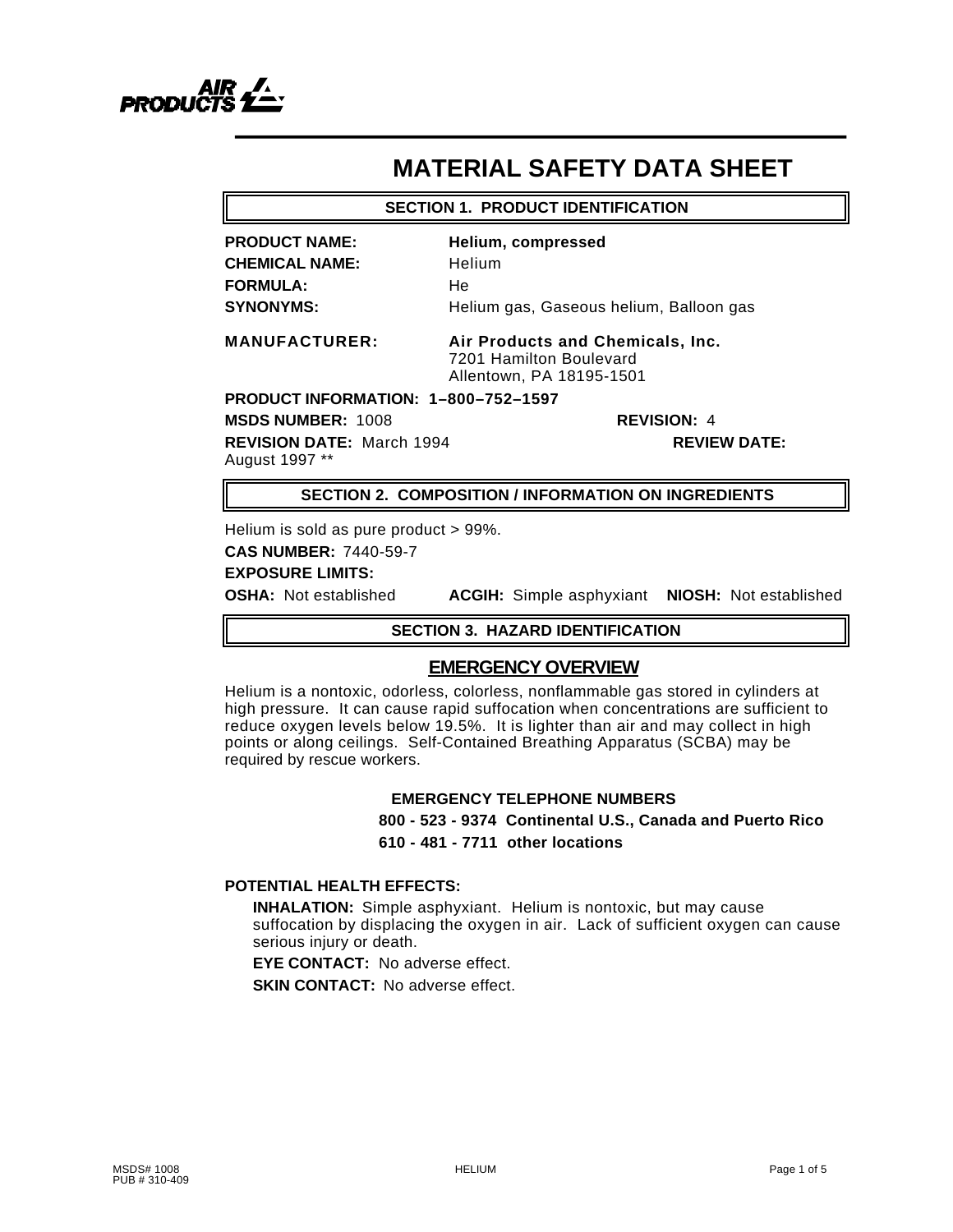AIR PRODUCTS

# MATERIAL SAFETY DATA SHEET

## SECTION 1. PRODUCT IDENTIFICATION

**PRODUCT NAME:** **Helium, compressed**

**CHEMICAL NAME:** Helium

**FORMULA:** He

**SYNONYMS:** Helium gas, Gaseous helium, Balloon gas

**MANUFACTURER:** **Air Products and Chemicals, Inc.**
7201 Hamilton Boulevard
Allentown, PA 18195-1501

**PRODUCT INFORMATION: 1–800–752–1597**

**MSDS NUMBER:** 1008 **REVISION:** 4

**REVISION DATE:** March 1994 **REVIEW DATE:** August 1997 **

## SECTION 2. COMPOSITION / INFORMATION ON INGREDIENTS

Helium is sold as pure product > 99%.

**CAS NUMBER:** 7440-59-7

**EXPOSURE LIMITS:**

**OSHA:** Not established **ACGIH:** Simple asphyxiant **NIOSH:** Not established

## SECTION 3. HAZARD IDENTIFICATION

### EMERGENCY OVERVIEW

Helium is a nontoxic, odorless, colorless, nonflammable gas stored in cylinders at high pressure. It can cause rapid suffocation when concentrations are sufficient to reduce oxygen levels below 19.5%. It is lighter than air and may collect in high points or along ceilings. Self-Contained Breathing Apparatus (SCBA) may be required by rescue workers.

**EMERGENCY TELEPHONE NUMBERS**

**800 - 523 - 9374 Continental U.S., Canada and Puerto Rico**

**610 - 481 - 7711 other locations**

**POTENTIAL HEALTH EFFECTS:**

**INHALATION:** Simple asphyxiant. Helium is nontoxic, but may cause suffocation by displacing the oxygen in air. Lack of sufficient oxygen can cause serious injury or death.

**EYE CONTACT:** No adverse effect.

**SKIN CONTACT:** No adverse effect.

MSDS# 1008
PUB # 310-409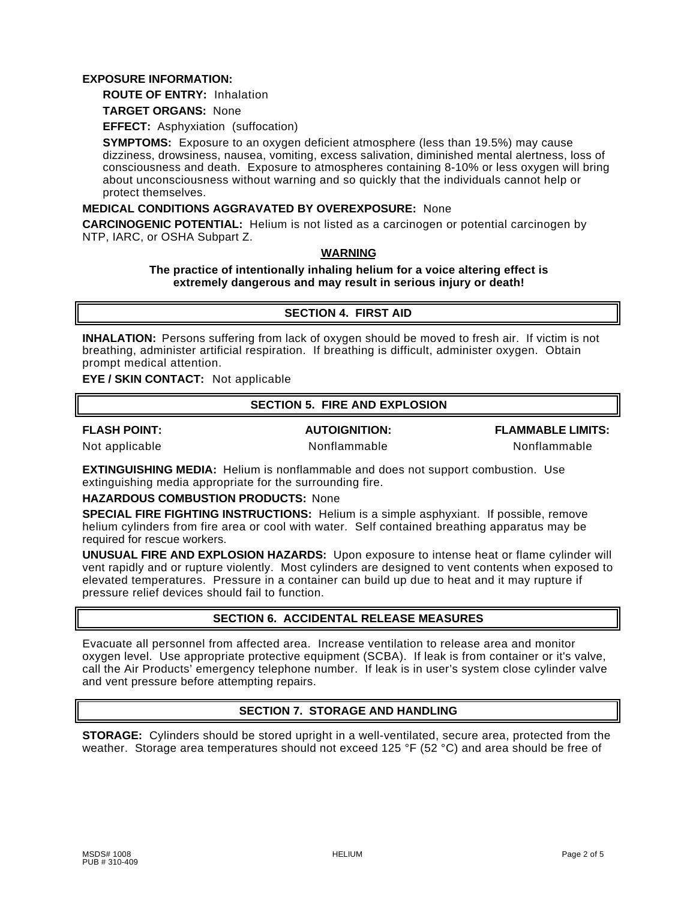**EXPOSURE INFORMATION:**

**ROUTE OF ENTRY:** Inhalation

**TARGET ORGANS:** None

**EFFECT:** Asphyxiation (suffocation)

**SYMPTOMS:** Exposure to an oxygen deficient atmosphere (less than 19.5%) may cause dizziness, drowsiness, nausea, vomiting, excess salivation, diminished mental alertness, loss of consciousness and death. Exposure to atmospheres containing 8-10% or less oxygen will bring about unconsciousness without warning and so quickly that the individuals cannot help or protect themselves.

**MEDICAL CONDITIONS AGGRAVATED BY OVEREXPOSURE:** None

**CARCINOGENIC POTENTIAL:** Helium is not listed as a carcinogen or potential carcinogen by NTP, IARC, or OSHA Subpart Z.

**WARNING**

**The practice of intentionally inhaling helium for a voice altering effect is extremely dangerous and may result in serious injury or death!**

## SECTION 4. FIRST AID

**INHALATION:** Persons suffering from lack of oxygen should be moved to fresh air. If victim is not breathing, administer artificial respiration. If breathing is difficult, administer oxygen. Obtain prompt medical attention.

**EYE / SKIN CONTACT:** Not applicable

## SECTION 5. FIRE AND EXPLOSION

| FLASH POINT: | AUTOIGNITION: | FLAMMABLE LIMITS: |
|---|---|---|
| Not applicable | Nonflammable | Nonflammable |

**EXTINGUISHING MEDIA:** Helium is nonflammable and does not support combustion. Use extinguishing media appropriate for the surrounding fire.

**HAZARDOUS COMBUSTION PRODUCTS:** None

**SPECIAL FIRE FIGHTING INSTRUCTIONS:** Helium is a simple asphyxiant. If possible, remove helium cylinders from fire area or cool with water. Self contained breathing apparatus may be required for rescue workers.

**UNUSUAL FIRE AND EXPLOSION HAZARDS:** Upon exposure to intense heat or flame cylinder will vent rapidly and or rupture violently. Most cylinders are designed to vent contents when exposed to elevated temperatures. Pressure in a container can build up due to heat and it may rupture if pressure relief devices should fail to function.

## SECTION 6. ACCIDENTAL RELEASE MEASURES

Evacuate all personnel from affected area. Increase ventilation to release area and monitor oxygen level. Use appropriate protective equipment (SCBA). If leak is from container or it's valve, call the Air Products' emergency telephone number. If leak is in user's system close cylinder valve and vent pressure before attempting repairs.

## SECTION 7. STORAGE AND HANDLING

**STORAGE:** Cylinders should be stored upright in a well-ventilated, secure area, protected from the weather. Storage area temperatures should not exceed 125 °F (52 °C) and area should be free of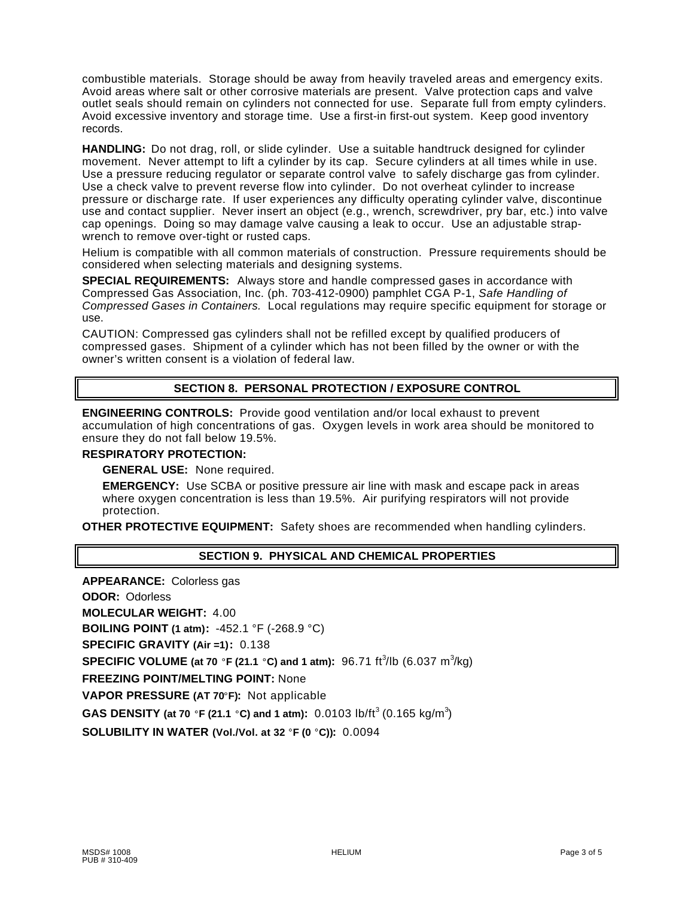combustible materials. Storage should be away from heavily traveled areas and emergency exits. Avoid areas where salt or other corrosive materials are present. Valve protection caps and valve outlet seals should remain on cylinders not connected for use. Separate full from empty cylinders. Avoid excessive inventory and storage time. Use a first-in first-out system. Keep good inventory records.

**HANDLING:** Do not drag, roll, or slide cylinder. Use a suitable handtruck designed for cylinder movement. Never attempt to lift a cylinder by its cap. Secure cylinders at all times while in use. Use a pressure reducing regulator or separate control valve to safely discharge gas from cylinder. Use a check valve to prevent reverse flow into cylinder. Do not overheat cylinder to increase pressure or discharge rate. If user experiences any difficulty operating cylinder valve, discontinue use and contact supplier. Never insert an object (e.g., wrench, screwdriver, pry bar, etc.) into valve cap openings. Doing so may damage valve causing a leak to occur. Use an adjustable strap-wrench to remove over-tight or rusted caps.

Helium is compatible with all common materials of construction. Pressure requirements should be considered when selecting materials and designing systems.

**SPECIAL REQUIREMENTS:** Always store and handle compressed gases in accordance with Compressed Gas Association, Inc. (ph. 703-412-0900) pamphlet CGA P-1, *Safe Handling of Compressed Gases in Containers.* Local regulations may require specific equipment for storage or use.

CAUTION: Compressed gas cylinders shall not be refilled except by qualified producers of compressed gases. Shipment of a cylinder which has not been filled by the owner or with the owner's written consent is a violation of federal law.

## SECTION 8. PERSONAL PROTECTION / EXPOSURE CONTROL

**ENGINEERING CONTROLS:** Provide good ventilation and/or local exhaust to prevent accumulation of high concentrations of gas. Oxygen levels in work area should be monitored to ensure they do not fall below 19.5%.

**RESPIRATORY PROTECTION:**

**GENERAL USE:** None required.

**EMERGENCY:** Use SCBA or positive pressure air line with mask and escape pack in areas where oxygen concentration is less than 19.5%. Air purifying respirators will not provide protection.

**OTHER PROTECTIVE EQUIPMENT:** Safety shoes are recommended when handling cylinders.

## SECTION 9. PHYSICAL AND CHEMICAL PROPERTIES

**APPEARANCE:** Colorless gas

**ODOR:** Odorless

**MOLECULAR WEIGHT:** 4.00

**BOILING POINT (1 atm):** -452.1 °F (-268.9 °C)

**SPECIFIC GRAVITY (Air =1):** 0.138

**SPECIFIC VOLUME (at 70 °F (21.1 °C) and 1 atm):** 96.71 $ft^3$/lb (6.037 $m^3$/kg)

**FREEZING POINT/MELTING POINT:** None

**VAPOR PRESSURE (AT 70°F):** Not applicable

**GAS DENSITY (at 70 °F (21.1 °C) and 1 atm):** 0.0103 lb/$ft^3$ (0.165 kg/$m^3$)

**SOLUBILITY IN WATER (Vol./Vol. at 32 °F (0 °C)):** 0.0094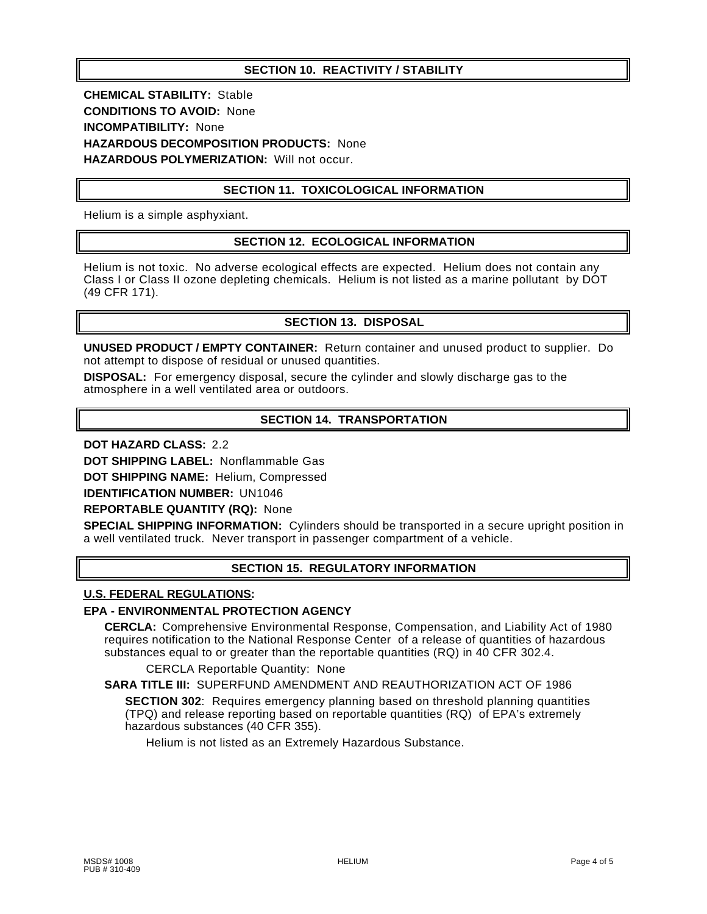## SECTION 10. REACTIVITY / STABILITY

**CHEMICAL STABILITY:** Stable

**CONDITIONS TO AVOID:** None

**INCOMPATIBILITY:** None

**HAZARDOUS DECOMPOSITION PRODUCTS:** None

**HAZARDOUS POLYMERIZATION:** Will not occur.

## SECTION 11. TOXICOLOGICAL INFORMATION

Helium is a simple asphyxiant.

## SECTION 12. ECOLOGICAL INFORMATION

Helium is not toxic. No adverse ecological effects are expected. Helium does not contain any Class I or Class II ozone depleting chemicals. Helium is not listed as a marine pollutant by DOT (49 CFR 171).

## SECTION 13. DISPOSAL

**UNUSED PRODUCT / EMPTY CONTAINER:** Return container and unused product to supplier. Do not attempt to dispose of residual or unused quantities.

**DISPOSAL:** For emergency disposal, secure the cylinder and slowly discharge gas to the atmosphere in a well ventilated area or outdoors.

## SECTION 14. TRANSPORTATION

**DOT HAZARD CLASS:** 2.2

**DOT SHIPPING LABEL:** Nonflammable Gas

**DOT SHIPPING NAME:** Helium, Compressed

**IDENTIFICATION NUMBER:** UN1046

**REPORTABLE QUANTITY (RQ):** None

**SPECIAL SHIPPING INFORMATION:** Cylinders should be transported in a secure upright position in a well ventilated truck. Never transport in passenger compartment of a vehicle.

## SECTION 15. REGULATORY INFORMATION

**U.S. FEDERAL REGULATIONS:**

**EPA - ENVIRONMENTAL PROTECTION AGENCY**

**CERCLA:** Comprehensive Environmental Response, Compensation, and Liability Act of 1980 requires notification to the National Response Center of a release of quantities of hazardous substances equal to or greater than the reportable quantities (RQ) in 40 CFR 302.4.

CERCLA Reportable Quantity: None

**SARA TITLE III:** SUPERFUND AMENDMENT AND REAUTHORIZATION ACT OF 1986

**SECTION 302**: Requires emergency planning based on threshold planning quantities (TPQ) and release reporting based on reportable quantities (RQ) of EPA's extremely hazardous substances (40 CFR 355).

Helium is not listed as an Extremely Hazardous Substance.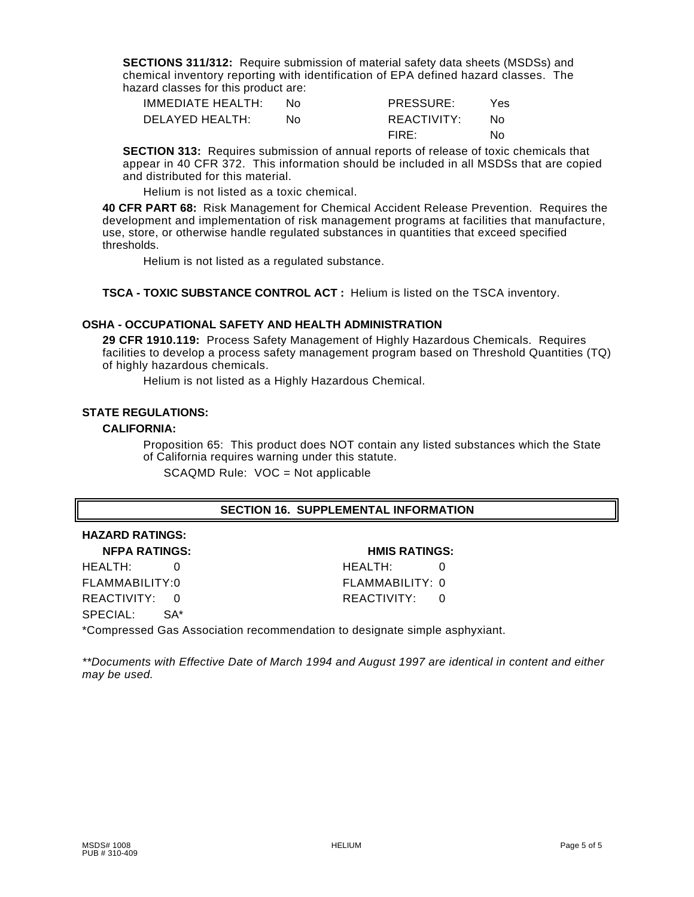**SECTIONS 311/312:** Require submission of material safety data sheets (MSDSs) and chemical inventory reporting with identification of EPA defined hazard classes. The hazard classes for this product are:

| | | | |
|---|---|---|---|
| IMMEDIATE HEALTH: | No | PRESSURE: | Yes |
| DELAYED HEALTH: | No | REACTIVITY: | No |
| | | FIRE: | No |

**SECTION 313:** Requires submission of annual reports of release of toxic chemicals that appear in 40 CFR 372. This information should be included in all MSDSs that are copied and distributed for this material.

Helium is not listed as a toxic chemical.

**40 CFR PART 68:** Risk Management for Chemical Accident Release Prevention. Requires the development and implementation of risk management programs at facilities that manufacture, use, store, or otherwise handle regulated substances in quantities that exceed specified thresholds.

Helium is not listed as a regulated substance.

**TSCA - TOXIC SUBSTANCE CONTROL ACT :** Helium is listed on the TSCA inventory.

**OSHA - OCCUPATIONAL SAFETY AND HEALTH ADMINISTRATION**

**29 CFR 1910.119:** Process Safety Management of Highly Hazardous Chemicals. Requires facilities to develop a process safety management program based on Threshold Quantities (TQ) of highly hazardous chemicals.

Helium is not listed as a Highly Hazardous Chemical.

**STATE REGULATIONS:**

**CALIFORNIA:**

Proposition 65: This product does NOT contain any listed substances which the State of California requires warning under this statute.

SCAQMD Rule: VOC = Not applicable

## SECTION 16. SUPPLEMENTAL INFORMATION

**HAZARD RATINGS:**

| **NFPA RATINGS:** | | **HMIS RATINGS:** | |
|---|---|---|---|
| HEALTH: | 0 | HEALTH: | 0 |
| FLAMMABILITY: | 0 | FLAMMABILITY: | 0 |
| REACTIVITY: | 0 | REACTIVITY: | 0 |
| SPECIAL: | SA* | | |

*Compressed Gas Association recommendation to designate simple asphyxiant.

*\*\*Documents with Effective Date of March 1994 and August 1997 are identical in content and either may be used.*

MSDS# 1008
PUB # 310-409
HELIUM